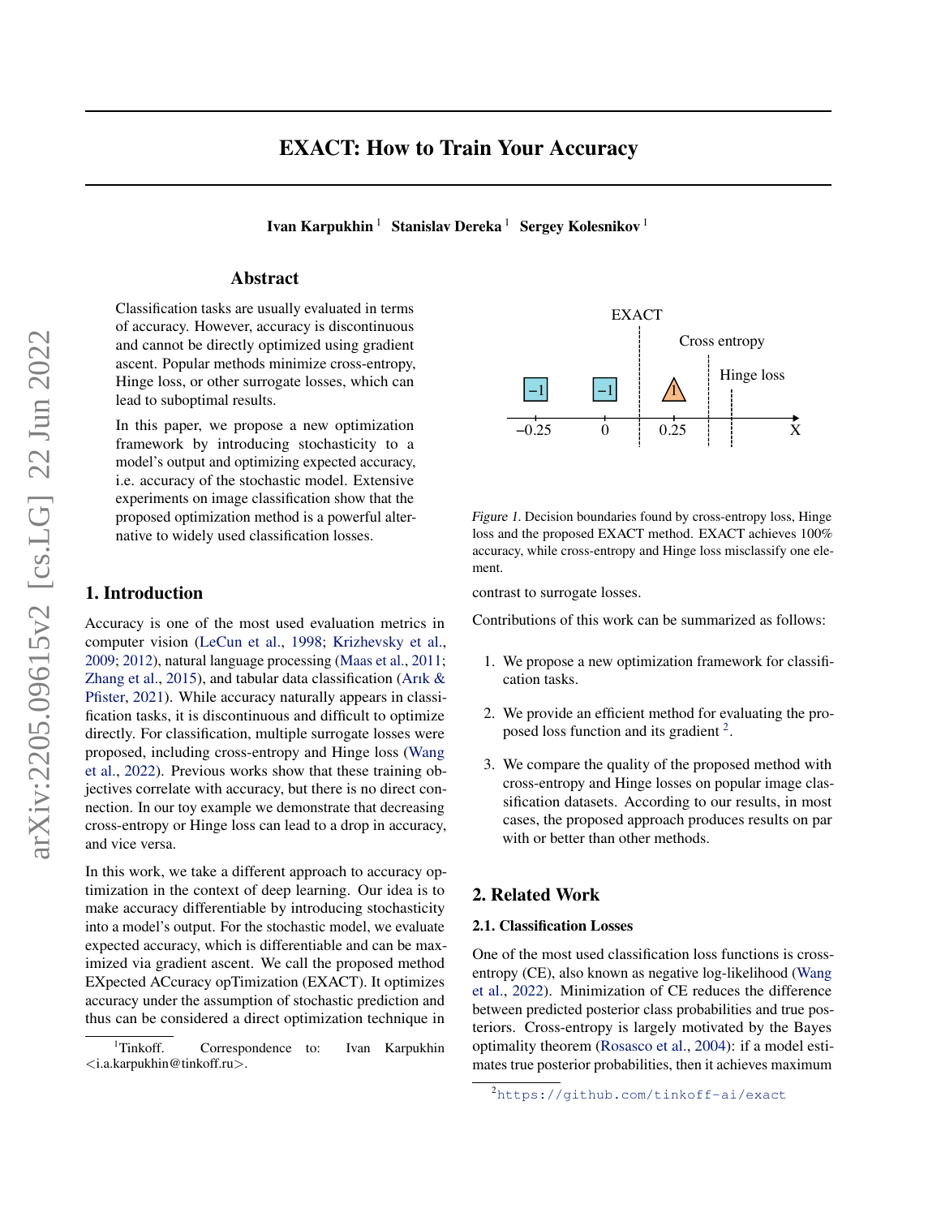# EXACT: How to Train Your Accuracy

**Ivan Karpukhin**[1] **Stanislav Dereka**[1] **Sergey Kolesnikov**[1]

## Abstract

Classification tasks are usually evaluated in terms of accuracy. However, accuracy is discontinuous and cannot be directly optimized using gradient ascent. Popular methods minimize cross-entropy, Hinge loss, or other surrogate losses, which can lead to suboptimal results.

In this paper, we propose a new optimization framework by introducing stochasticity to a model's output and optimizing expected accuracy, i.e. accuracy of the stochastic model. Extensive experiments on image classification show that the proposed optimization method is a powerful alternative to widely used classification losses.

## 1. Introduction

Accuracy is one of the most used evaluation metrics in computer vision (LeCun et al., 1998; Krizhevsky et al., 2009; 2012), natural language processing (Maas et al., 2011; Zhang et al., 2015), and tabular data classification (Arık & Pfister, 2021). While accuracy naturally appears in classification tasks, it is discontinuous and difficult to optimize directly. For classification, multiple surrogate losses were proposed, including cross-entropy and Hinge loss (Wang et al., 2022). Previous works show that these training objectives correlate with accuracy, but there is no direct connection. In our toy example we demonstrate that decreasing cross-entropy or Hinge loss can lead to a drop in accuracy, and vice versa.

In this work, we take a different approach to accuracy optimization in the context of deep learning. Our idea is to make accuracy differentiable by introducing stochasticity into a model's output. For the stochastic model, we evaluate expected accuracy, which is differentiable and can be maximized via gradient ascent. We call the proposed method EXpected ACcuracy opTimization (EXACT). It optimizes accuracy under the assumption of stochastic prediction and thus can be considered a direct optimization technique in contrast to surrogate losses.

*Figure 1.* Decision boundaries found by cross-entropy loss, Hinge loss and the proposed EXACT method. EXACT achieves 100% accuracy, while cross-entropy and Hinge loss misclassify one element.

Contributions of this work can be summarized as follows:

1. We propose a new optimization framework for classification tasks.
2. We provide an efficient method for evaluating the proposed loss function and its gradient [2].
3. We compare the quality of the proposed method with cross-entropy and Hinge losses on popular image classification datasets. According to our results, in most cases, the proposed approach produces results on par with or better than other methods.

## 2. Related Work

### 2.1. Classification Losses

One of the most used classification loss functions is cross-entropy (CE), also known as negative log-likelihood (Wang et al., 2022). Minimization of CE reduces the difference between predicted posterior class probabilities and true posteriors. Cross-entropy is largely motivated by the Bayes optimality theorem (Rosasco et al., 2004): if a model estimates true posterior probabilities, then it achieves maximum

[1] Tinkoff. Correspondence to: Ivan Karpukhin <i.a.karpukhin@tinkoff.ru>.

[2] https://github.com/tinkoff-ai/exact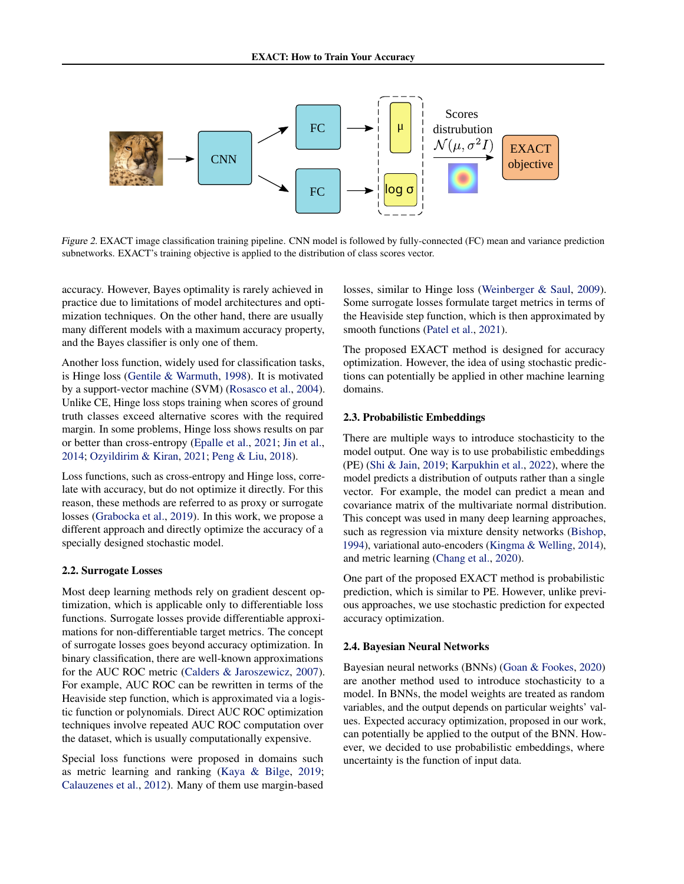Figure 2. EXACT image classification training pipeline. CNN model is followed by fully-connected (FC) mean and variance prediction subnetworks. EXACT's training objective is applied to the distribution of class scores vector.

accuracy. However, Bayes optimality is rarely achieved in practice due to limitations of model architectures and optimization techniques. On the other hand, there are usually many different models with a maximum accuracy property, and the Bayes classifier is only one of them.

Another loss function, widely used for classification tasks, is Hinge loss (Gentile & Warmuth, 1998). It is motivated by a support-vector machine (SVM) (Rosasco et al., 2004). Unlike CE, Hinge loss stops training when scores of ground truth classes exceed alternative scores with the required margin. In some problems, Hinge loss shows results on par or better than cross-entropy (Epalle et al., 2021; Jin et al., 2014; Ozyildirim & Kiran, 2021; Peng & Liu, 2018).

Loss functions, such as cross-entropy and Hinge loss, correlate with accuracy, but do not optimize it directly. For this reason, these methods are referred to as proxy or surrogate losses (Grabocka et al., 2019). In this work, we propose a different approach and directly optimize the accuracy of a specially designed stochastic model.

### 2.2. Surrogate Losses

Most deep learning methods rely on gradient descent optimization, which is applicable only to differentiable loss functions. Surrogate losses provide differentiable approximations for non-differentiable target metrics. The concept of surrogate losses goes beyond accuracy optimization. In binary classification, there are well-known approximations for the AUC ROC metric (Calders & Jaroszewicz, 2007). For example, AUC ROC can be rewritten in terms of the Heaviside step function, which is approximated via a logistic function or polynomials. Direct AUC ROC optimization techniques involve repeated AUC ROC computation over the dataset, which is usually computationally expensive.

Special loss functions were proposed in domains such as metric learning and ranking (Kaya & Bilge, 2019; Calauzenes et al., 2012). Many of them use margin-based losses, similar to Hinge loss (Weinberger & Saul, 2009). Some surrogate losses formulate target metrics in terms of the Heaviside step function, which is then approximated by smooth functions (Patel et al., 2021).

The proposed EXACT method is designed for accuracy optimization. However, the idea of using stochastic predictions can potentially be applied in other machine learning domains.

### 2.3. Probabilistic Embeddings

There are multiple ways to introduce stochasticity to the model output. One way is to use probabilistic embeddings (PE) (Shi & Jain, 2019; Karpukhin et al., 2022), where the model predicts a distribution of outputs rather than a single vector. For example, the model can predict a mean and covariance matrix of the multivariate normal distribution. This concept was used in many deep learning approaches, such as regression via mixture density networks (Bishop, 1994), variational auto-encoders (Kingma & Welling, 2014), and metric learning (Chang et al., 2020).

One part of the proposed EXACT method is probabilistic prediction, which is similar to PE. However, unlike previous approaches, we use stochastic prediction for expected accuracy optimization.

### 2.4. Bayesian Neural Networks

Bayesian neural networks (BNNs) (Goan & Fookes, 2020) are another method used to introduce stochasticity to a model. In BNNs, the model weights are treated as random variables, and the output depends on particular weights' values. Expected accuracy optimization, proposed in our work, can potentially be applied to the output of the BNN. However, we decided to use probabilistic embeddings, where uncertainty is the function of input data.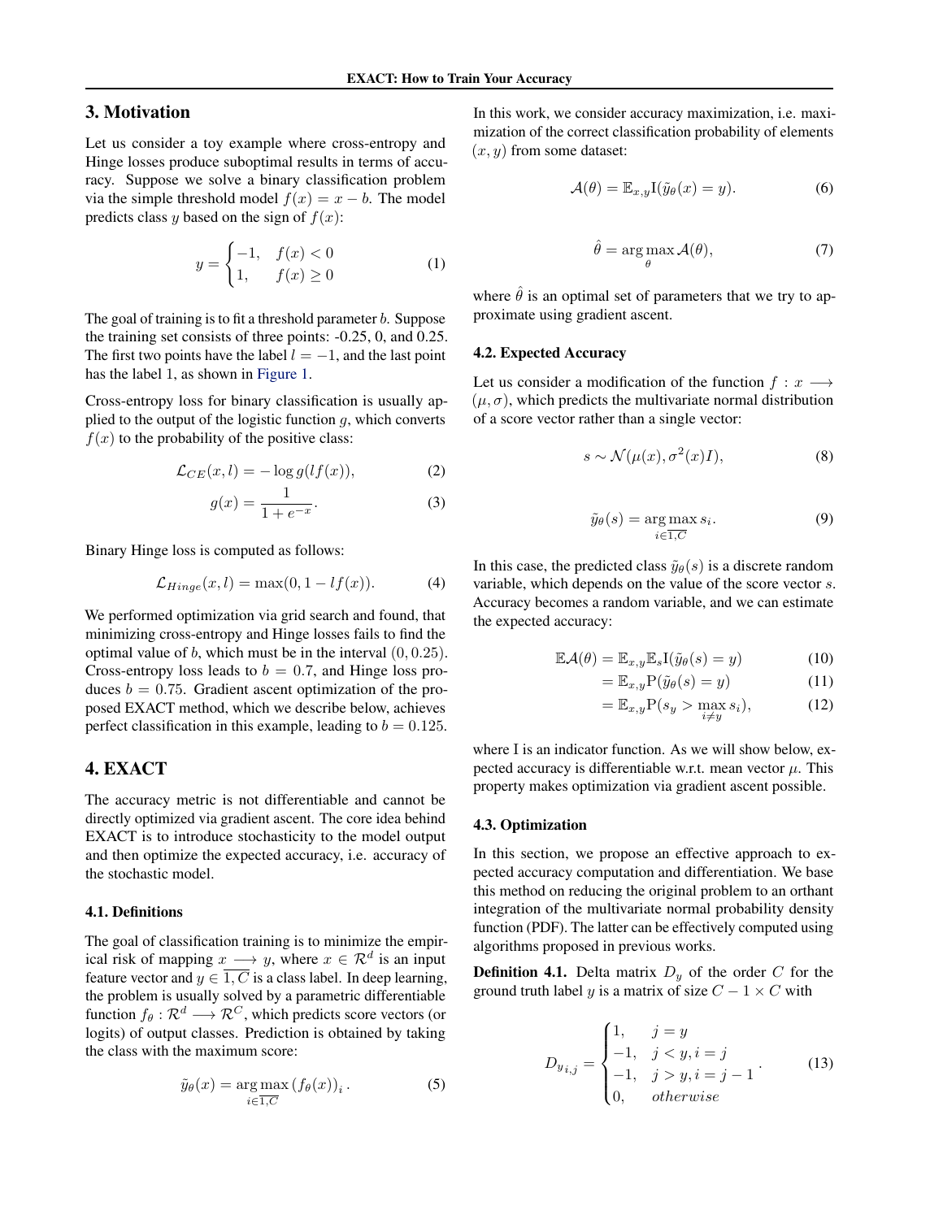## 3. Motivation

Let us consider a toy example where cross-entropy and Hinge losses produce suboptimal results in terms of accuracy. Suppose we solve a binary classification problem via the simple threshold model $f(x) = x - b$. The model predicts class $y$ based on the sign of $f(x)$:

$$y = \begin{cases} -1, & f(x) < 0 \\ 1, & f(x) \geq 0 \end{cases} \tag{1}$$

The goal of training is to fit a threshold parameter $b$. Suppose the training set consists of three points: -0.25, 0, and 0.25. The first two points have the label $l = -1$, and the last point has the label 1, as shown in Figure 1.

Cross-entropy loss for binary classification is usually applied to the output of the logistic function $g$, which converts $f(x)$ to the probability of the positive class:

$$\mathcal{L}_{CE}(x, l) = -\log g(lf(x)), \tag{2}$$

$$g(x) = \frac{1}{1 + e^{-x}}. \tag{3}$$

Binary Hinge loss is computed as follows:

$$\mathcal{L}_{Hinge}(x, l) = \max(0, 1 - lf(x)). \tag{4}$$

We performed optimization via grid search and found, that minimizing cross-entropy and Hinge losses fails to find the optimal value of $b$, which must be in the interval $(0, 0.25)$. Cross-entropy loss leads to $b = 0.7$, and Hinge loss produces $b = 0.75$. Gradient ascent optimization of the proposed EXACT method, which we describe below, achieves perfect classification in this example, leading to $b = 0.125$.

## 4. EXACT

The accuracy metric is not differentiable and cannot be directly optimized via gradient ascent. The core idea behind EXACT is to introduce stochasticity to the model output and then optimize the expected accuracy, i.e. accuracy of the stochastic model.

### 4.1. Definitions

The goal of classification training is to minimize the empirical risk of mapping $x \longrightarrow y$, where $x \in \mathcal{R}^d$ is an input feature vector and $y \in \overline{1, C}$ is a class label. In deep learning, the problem is usually solved by a parametric differentiable function $f_\theta : \mathcal{R}^d \longrightarrow \mathcal{R}^C$, which predicts score vectors (or logits) of output classes. Prediction is obtained by taking the class with the maximum score:

$$\tilde{y}_\theta(x) = \underset{i \in \overline{1,C}}{\arg\max} \left(f_\theta(x)\right)_i. \tag{5}$$

In this work, we consider accuracy maximization, i.e. maximization of the correct classification probability of elements $(x, y)$ from some dataset:

$$\mathcal{A}(\theta) = \mathbb{E}_{x,y} \mathrm{I}(\tilde{y}_\theta(x) = y). \tag{6}$$

$$\hat{\theta} = \underset{\theta}{\arg\max} \mathcal{A}(\theta), \tag{7}$$

where $\hat{\theta}$ is an optimal set of parameters that we try to approximate using gradient ascent.

### 4.2. Expected Accuracy

Let us consider a modification of the function $f : x \longrightarrow (\mu, \sigma)$, which predicts the multivariate normal distribution of a score vector rather than a single vector:

$$s \sim \mathcal{N}(\mu(x), \sigma^2(x)I), \tag{8}$$

$$\tilde{y}_\theta(s) = \underset{i \in \overline{1,C}}{\arg\max}\, s_i. \tag{9}$$

In this case, the predicted class $\tilde{y}_\theta(s)$ is a discrete random variable, which depends on the value of the score vector $s$. Accuracy becomes a random variable, and we can estimate the expected accuracy:

$$\mathbb{E}\mathcal{A}(\theta) = \mathbb{E}_{x,y} \mathbb{E}_s \mathrm{I}(\tilde{y}_\theta(s) = y) \tag{10}$$

$$= \mathbb{E}_{x,y} \mathrm{P}(\tilde{y}_\theta(s) = y) \tag{11}$$

$$= \mathbb{E}_{x,y} \mathrm{P}(s_y > \max_{i \neq y} s_i), \tag{12}$$

where I is an indicator function. As we will show below, expected accuracy is differentiable w.r.t. mean vector $\mu$. This property makes optimization via gradient ascent possible.

### 4.3. Optimization

In this section, we propose an effective approach to expected accuracy computation and differentiation. We base this method on reducing the original problem to an orthant integration of the multivariate normal probability density function (PDF). The latter can be effectively computed using algorithms proposed in previous works.

**Definition 4.1.** Delta matrix $D_y$ of the order $C$ for the ground truth label $y$ is a matrix of size $C - 1 \times C$ with

$$D_{y\,i,j} = \begin{cases} 1, & j = y \\ -1, & j < y, i = j \\ -1, & j > y, i = j - 1 \\ 0, & otherwise \end{cases}. \tag{13}$$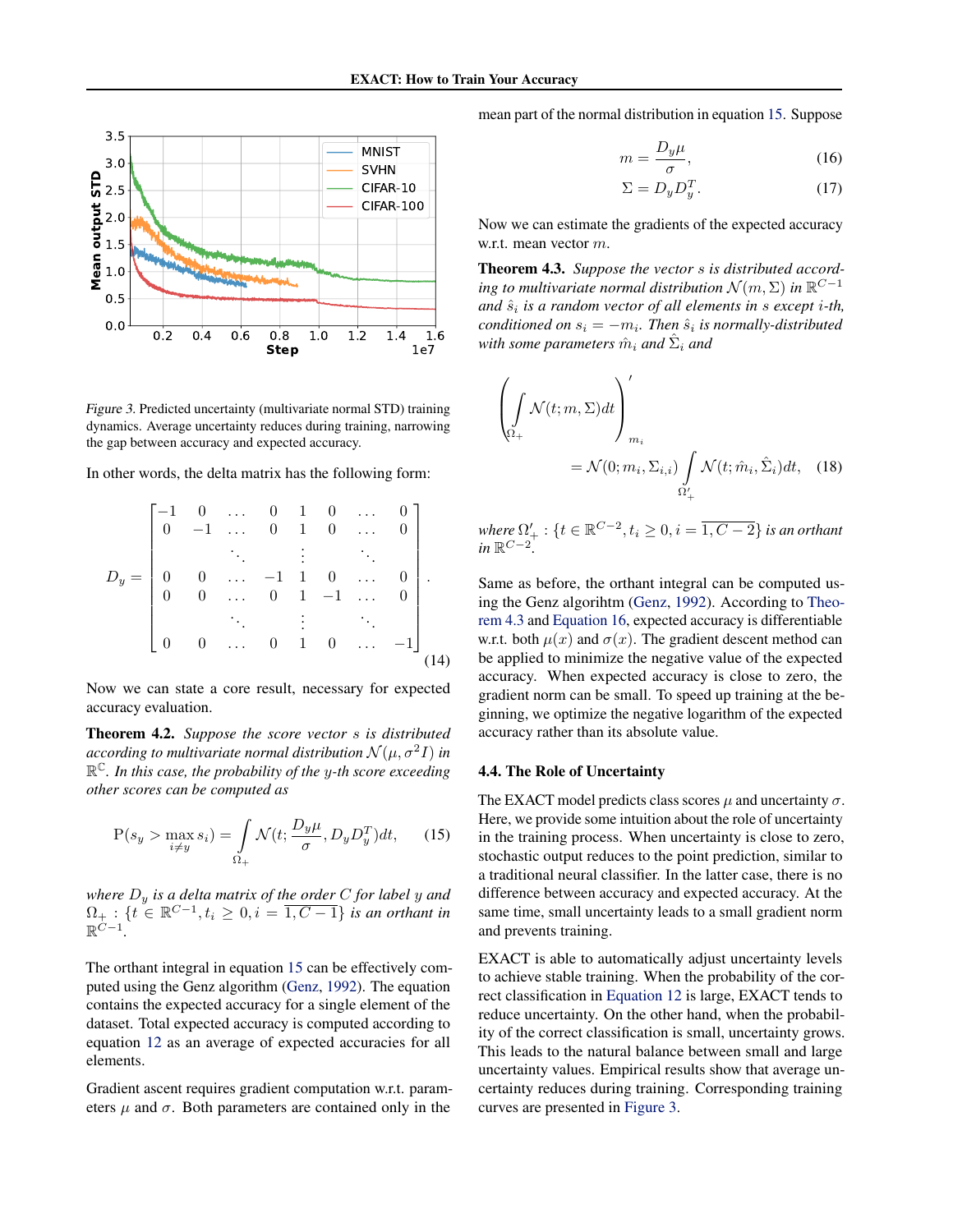Figure 3. Predicted uncertainty (multivariate normal STD) training dynamics. Average uncertainty reduces during training, narrowing the gap between accuracy and expected accuracy.

In other words, the delta matrix has the following form:

$$D_y = \begin{bmatrix} -1 & 0 & \dots & 0 & 1 & 0 & \dots & 0 \\ 0 & -1 & \dots & 0 & 1 & 0 & \dots & 0 \\ & & \ddots & & \vdots & & \ddots & \\ 0 & 0 & \dots & -1 & 1 & 0 & \dots & 0 \\ 0 & 0 & \dots & 0 & 1 & -1 & \dots & 0 \\ & & \ddots & & \vdots & & \ddots & \\ 0 & 0 & \dots & 0 & 1 & 0 & \dots & -1 \end{bmatrix}. \tag{14}$$

Now we can state a core result, necessary for expected accuracy evaluation.

**Theorem 4.2.** *Suppose the score vector $s$ is distributed according to multivariate normal distribution $\mathcal{N}(\mu, \sigma^2 I)$ in $\mathbb{R}^{\mathbb{C}}$. In this case, the probability of the $y$-th score exceeding other scores can be computed as*

$$\mathrm{P}(s_y > \max_{i \neq y} s_i) = \int\limits_{\Omega_+} \mathcal{N}(t; \frac{D_y \mu}{\sigma}, D_y D_y^T) dt, \tag{15}$$

*where $D_y$ is a delta matrix of the order $C$ for label $y$ and $\Omega_+ : \{t \in \mathbb{R}^{C-1}, t_i \geq 0, i = \overline{1, C-1}\}$ is an orthant in $\mathbb{R}^{C-1}$.*

The orthant integral in equation 15 can be effectively computed using the Genz algorithm (Genz, 1992). The equation contains the expected accuracy for a single element of the dataset. Total expected accuracy is computed according to equation 12 as an average of expected accuracies for all elements.

Gradient ascent requires gradient computation w.r.t. parameters $\mu$ and $\sigma$. Both parameters are contained only in the mean part of the normal distribution in equation 15. Suppose

$$m = \frac{D_y \mu}{\sigma}, \tag{16}$$

$$\Sigma = D_y D_y^T. \tag{17}$$

Now we can estimate the gradients of the expected accuracy w.r.t. mean vector $m$.

**Theorem 4.3.** *Suppose the vector $s$ is distributed according to multivariate normal distribution $\mathcal{N}(m, \Sigma)$ in $\mathbb{R}^{C-1}$ and $\hat{s}_i$ is a random vector of all elements in $s$ except $i$-th, conditioned on $s_i = -m_i$. Then $\hat{s}_i$ is normally-distributed with some parameters $\hat{m}_i$ and $\hat{\Sigma}_i$ and*

$$\left( \int\limits_{\Omega_+} \mathcal{N}(t; m, \Sigma) dt \right)'_{m_i} = \mathcal{N}(0; m_i, \Sigma_{i,i}) \int\limits_{\Omega'_+} \mathcal{N}(t; \hat{m}_i, \hat{\Sigma}_i) dt, \tag{18}$$

*where $\Omega'_+ : \{t \in \mathbb{R}^{C-2}, t_i \geq 0, i = \overline{1, C-2}\}$ is an orthant in $\mathbb{R}^{C-2}$.*

Same as before, the orthant integral can be computed using the Genz algorihtm (Genz, 1992). According to Theorem 4.3 and Equation 16, expected accuracy is differentiable w.r.t. both $\mu(x)$ and $\sigma(x)$. The gradient descent method can be applied to minimize the negative value of the expected accuracy. When expected accuracy is close to zero, the gradient norm can be small. To speed up training at the beginning, we optimize the negative logarithm of the expected accuracy rather than its absolute value.

### 4.4. The Role of Uncertainty

The EXACT model predicts class scores $\mu$ and uncertainty $\sigma$. Here, we provide some intuition about the role of uncertainty in the training process. When uncertainty is close to zero, stochastic output reduces to the point prediction, similar to a traditional neural classifier. In the latter case, there is no difference between accuracy and expected accuracy. At the same time, small uncertainty leads to a small gradient norm and prevents training.

EXACT is able to automatically adjust uncertainty levels to achieve stable training. When the probability of the correct classification in Equation 12 is large, EXACT tends to reduce uncertainty. On the other hand, when the probability of the correct classification is small, uncertainty grows. This leads to the natural balance between small and large uncertainty values. Empirical results show that average uncertainty reduces during training. Corresponding training curves are presented in Figure 3.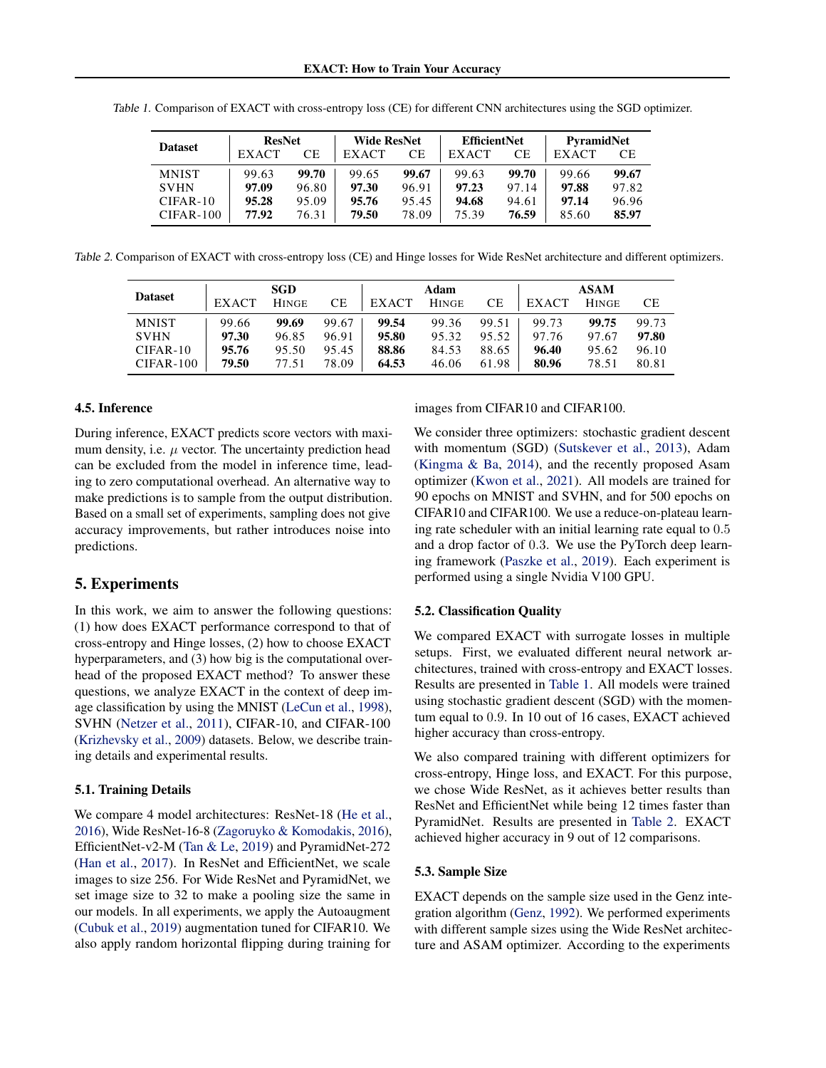Table 1. Comparison of EXACT with cross-entropy loss (CE) for different CNN architectures using the SGD optimizer.

| Dataset | ResNet | | Wide ResNet | | EfficientNet | | PyramidNet | |
|---|---|---|---|---|---|---|---|---|
| | EXACT | CE | EXACT | CE | EXACT | CE | EXACT | CE |
| MNIST | 99.63 | **99.70** | 99.65 | **99.67** | 99.63 | **99.70** | 99.66 | **99.67** |
| SVHN | **97.09** | 96.80 | **97.30** | 96.91 | **97.23** | 97.14 | **97.88** | 97.82 |
| CIFAR-10 | **95.28** | 95.09 | **95.76** | 95.45 | **94.68** | 94.61 | **97.14** | 96.96 |
| CIFAR-100 | **77.92** | 76.31 | **79.50** | 78.09 | 75.39 | **76.59** | 85.60 | **85.97** |

Table 2. Comparison of EXACT with cross-entropy loss (CE) and Hinge losses for Wide ResNet architecture and different optimizers.

| Dataset | SGD | | | Adam | | | ASAM | | |
|---|---|---|---|---|---|---|---|---|---|
| | EXACT | HINGE | CE | EXACT | HINGE | CE | EXACT | HINGE | CE |
| MNIST | 99.66 | **99.69** | 99.67 | **99.54** | 99.36 | 99.51 | 99.73 | **99.75** | 99.73 |
| SVHN | **97.30** | 96.85 | 96.91 | **95.80** | 95.32 | 95.52 | 97.76 | 97.67 | **97.80** |
| CIFAR-10 | **95.76** | 95.50 | 95.45 | **88.86** | 84.53 | 88.65 | **96.40** | 95.62 | 96.10 |
| CIFAR-100 | **79.50** | 77.51 | 78.09 | **64.53** | 46.06 | 61.98 | **80.96** | 78.51 | 80.81 |

### 4.5. Inference

During inference, EXACT predicts score vectors with maximum density, i.e. $\mu$ vector. The uncertainty prediction head can be excluded from the model in inference time, leading to zero computational overhead. An alternative way to make predictions is to sample from the output distribution. Based on a small set of experiments, sampling does not give accuracy improvements, but rather introduces noise into predictions.

## 5. Experiments

In this work, we aim to answer the following questions: (1) how does EXACT performance correspond to that of cross-entropy and Hinge losses, (2) how to choose EXACT hyperparameters, and (3) how big is the computational overhead of the proposed EXACT method? To answer these questions, we analyze EXACT in the context of deep image classification by using the MNIST (LeCun et al., 1998), SVHN (Netzer et al., 2011), CIFAR-10, and CIFAR-100 (Krizhevsky et al., 2009) datasets. Below, we describe training details and experimental results.

### 5.1. Training Details

We compare 4 model architectures: ResNet-18 (He et al., 2016), Wide ResNet-16-8 (Zagoruyko & Komodakis, 2016), EfficientNet-v2-M (Tan & Le, 2019) and PyramidNet-272 (Han et al., 2017). In ResNet and EfficientNet, we scale images to size 256. For Wide ResNet and PyramidNet, we set image size to 32 to make a pooling size the same in our models. In all experiments, we apply the Autoaugment (Cubuk et al., 2019) augmentation tuned for CIFAR10. We also apply random horizontal flipping during training for images from CIFAR10 and CIFAR100.

We consider three optimizers: stochastic gradient descent with momentum (SGD) (Sutskever et al., 2013), Adam (Kingma & Ba, 2014), and the recently proposed Asam optimizer (Kwon et al., 2021). All models are trained for 90 epochs on MNIST and SVHN, and for 500 epochs on CIFAR10 and CIFAR100. We use a reduce-on-plateau learning rate scheduler with an initial learning rate equal to $0.5$ and a drop factor of $0.3$. We use the PyTorch deep learning framework (Paszke et al., 2019). Each experiment is performed using a single Nvidia V100 GPU.

### 5.2. Classification Quality

We compared EXACT with surrogate losses in multiple setups. First, we evaluated different neural network architectures, trained with cross-entropy and EXACT losses. Results are presented in Table 1. All models were trained using stochastic gradient descent (SGD) with the momentum equal to $0.9$. In 10 out of 16 cases, EXACT achieved higher accuracy than cross-entropy.

We also compared training with different optimizers for cross-entropy, Hinge loss, and EXACT. For this purpose, we chose Wide ResNet, as it achieves better results than ResNet and EfficientNet while being 12 times faster than PyramidNet. Results are presented in Table 2. EXACT achieved higher accuracy in 9 out of 12 comparisons.

### 5.3. Sample Size

EXACT depends on the sample size used in the Genz integration algorithm (Genz, 1992). We performed experiments with different sample sizes using the Wide ResNet architecture and ASAM optimizer. According to the experiments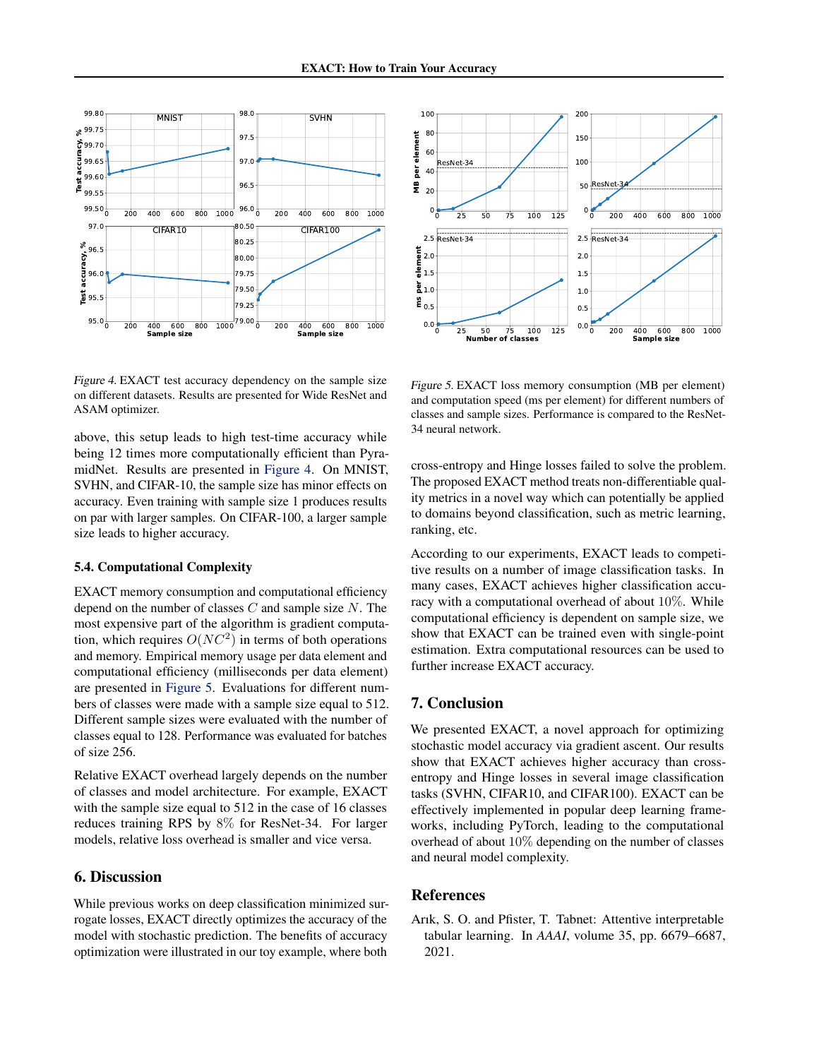*Figure 4.* EXACT test accuracy dependency on the sample size on different datasets. Results are presented for Wide ResNet and ASAM optimizer.

above, this setup leads to high test-time accuracy while being 12 times more computationally efficient than PyramidNet. Results are presented in Figure 4. On MNIST, SVHN, and CIFAR-10, the sample size has minor effects on accuracy. Even training with sample size 1 produces results on par with larger samples. On CIFAR-100, a larger sample size leads to higher accuracy.

### 5.4. Computational Complexity

EXACT memory consumption and computational efficiency depend on the number of classes $C$ and sample size $N$. The most expensive part of the algorithm is gradient computation, which requires $O(NC^2)$ in terms of both operations and memory. Empirical memory usage per data element and computational efficiency (milliseconds per data element) are presented in Figure 5. Evaluations for different numbers of classes were made with a sample size equal to 512. Different sample sizes were evaluated with the number of classes equal to 128. Performance was evaluated for batches of size 256.

Relative EXACT overhead largely depends on the number of classes and model architecture. For example, EXACT with the sample size equal to 512 in the case of 16 classes reduces training RPS by 8% for ResNet-34. For larger models, relative loss overhead is smaller and vice versa.

*Figure 5.* EXACT loss memory consumption (MB per element) and computation speed (ms per element) for different numbers of classes and sample sizes. Performance is compared to the ResNet-34 neural network.

## 6. Discussion

While previous works on deep classification minimized surrogate losses, EXACT directly optimizes the accuracy of the model with stochastic prediction. The benefits of accuracy optimization were illustrated in our toy example, where both cross-entropy and Hinge losses failed to solve the problem. The proposed EXACT method treats non-differentiable quality metrics in a novel way which can potentially be applied to domains beyond classification, such as metric learning, ranking, etc.

According to our experiments, EXACT leads to competitive results on a number of image classification tasks. In many cases, EXACT achieves higher classification accuracy with a computational overhead of about 10%. While computational efficiency is dependent on sample size, we show that EXACT can be trained even with single-point estimation. Extra computational resources can be used to further increase EXACT accuracy.

## 7. Conclusion

We presented EXACT, a novel approach for optimizing stochastic model accuracy via gradient ascent. Our results show that EXACT achieves higher accuracy than cross-entropy and Hinge losses in several image classification tasks (SVHN, CIFAR10, and CIFAR100). EXACT can be effectively implemented in popular deep learning frameworks, including PyTorch, leading to the computational overhead of about 10% depending on the number of classes and neural model complexity.

## References

Arık, S. O. and Pfister, T. Tabnet: Attentive interpretable tabular learning. In *AAAI*, volume 35, pp. 6679–6687, 2021.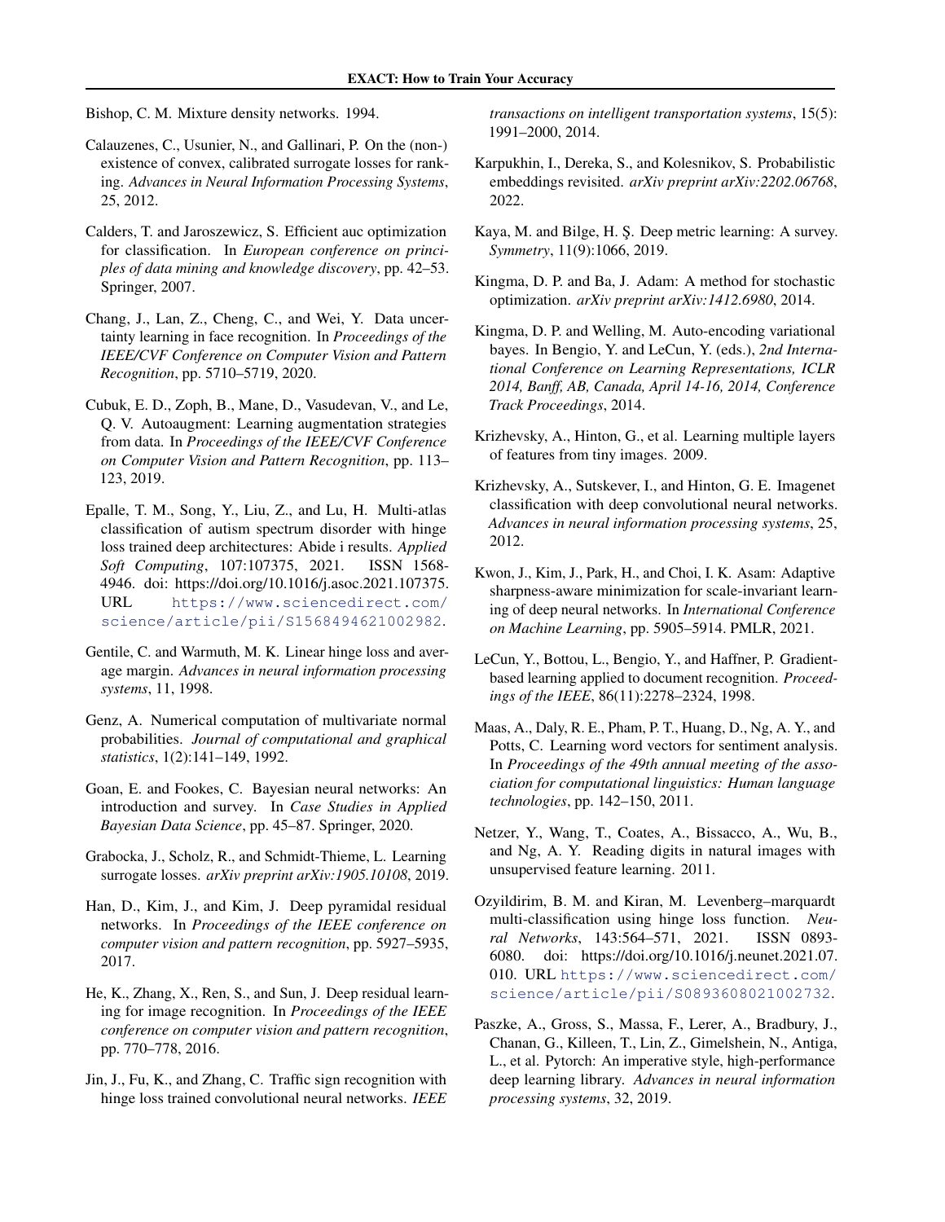Bishop, C. M. Mixture density networks. 1994.

Calauzenes, C., Usunier, N., and Gallinari, P. On the (non-) existence of convex, calibrated surrogate losses for ranking. *Advances in Neural Information Processing Systems*, 25, 2012.

Calders, T. and Jaroszewicz, S. Efficient auc optimization for classification. In *European conference on principles of data mining and knowledge discovery*, pp. 42–53. Springer, 2007.

Chang, J., Lan, Z., Cheng, C., and Wei, Y. Data uncertainty learning in face recognition. In *Proceedings of the IEEE/CVF Conference on Computer Vision and Pattern Recognition*, pp. 5710–5719, 2020.

Cubuk, E. D., Zoph, B., Mane, D., Vasudevan, V., and Le, Q. V. Autoaugment: Learning augmentation strategies from data. In *Proceedings of the IEEE/CVF Conference on Computer Vision and Pattern Recognition*, pp. 113–123, 2019.

Epalle, T. M., Song, Y., Liu, Z., and Lu, H. Multi-atlas classification of autism spectrum disorder with hinge loss trained deep architectures: Abide i results. *Applied Soft Computing*, 107:107375, 2021. ISSN 1568-4946. doi: https://doi.org/10.1016/j.asoc.2021.107375. URL https://www.sciencedirect.com/science/article/pii/S1568494621002982.

Gentile, C. and Warmuth, M. K. Linear hinge loss and average margin. *Advances in neural information processing systems*, 11, 1998.

Genz, A. Numerical computation of multivariate normal probabilities. *Journal of computational and graphical statistics*, 1(2):141–149, 1992.

Goan, E. and Fookes, C. Bayesian neural networks: An introduction and survey. In *Case Studies in Applied Bayesian Data Science*, pp. 45–87. Springer, 2020.

Grabocka, J., Scholz, R., and Schmidt-Thieme, L. Learning surrogate losses. *arXiv preprint arXiv:1905.10108*, 2019.

Han, D., Kim, J., and Kim, J. Deep pyramidal residual networks. In *Proceedings of the IEEE conference on computer vision and pattern recognition*, pp. 5927–5935, 2017.

He, K., Zhang, X., Ren, S., and Sun, J. Deep residual learning for image recognition. In *Proceedings of the IEEE conference on computer vision and pattern recognition*, pp. 770–778, 2016.

Jin, J., Fu, K., and Zhang, C. Traffic sign recognition with hinge loss trained convolutional neural networks. *IEEE transactions on intelligent transportation systems*, 15(5): 1991–2000, 2014.

Karpukhin, I., Dereka, S., and Kolesnikov, S. Probabilistic embeddings revisited. *arXiv preprint arXiv:2202.06768*, 2022.

Kaya, M. and Bilge, H. Ş. Deep metric learning: A survey. *Symmetry*, 11(9):1066, 2019.

Kingma, D. P. and Ba, J. Adam: A method for stochastic optimization. *arXiv preprint arXiv:1412.6980*, 2014.

Kingma, D. P. and Welling, M. Auto-encoding variational bayes. In Bengio, Y. and LeCun, Y. (eds.), *2nd International Conference on Learning Representations, ICLR 2014, Banff, AB, Canada, April 14-16, 2014, Conference Track Proceedings*, 2014.

Krizhevsky, A., Hinton, G., et al. Learning multiple layers of features from tiny images. 2009.

Krizhevsky, A., Sutskever, I., and Hinton, G. E. Imagenet classification with deep convolutional neural networks. *Advances in neural information processing systems*, 25, 2012.

Kwon, J., Kim, J., Park, H., and Choi, I. K. Asam: Adaptive sharpness-aware minimization for scale-invariant learning of deep neural networks. In *International Conference on Machine Learning*, pp. 5905–5914. PMLR, 2021.

LeCun, Y., Bottou, L., Bengio, Y., and Haffner, P. Gradient-based learning applied to document recognition. *Proceedings of the IEEE*, 86(11):2278–2324, 1998.

Maas, A., Daly, R. E., Pham, P. T., Huang, D., Ng, A. Y., and Potts, C. Learning word vectors for sentiment analysis. In *Proceedings of the 49th annual meeting of the association for computational linguistics: Human language technologies*, pp. 142–150, 2011.

Netzer, Y., Wang, T., Coates, A., Bissacco, A., Wu, B., and Ng, A. Y. Reading digits in natural images with unsupervised feature learning. 2011.

Ozyildirim, B. M. and Kiran, M. Levenberg–marquardt multi-classification using hinge loss function. *Neural Networks*, 143:564–571, 2021. ISSN 0893-6080. doi: https://doi.org/10.1016/j.neunet.2021.07.010. URL https://www.sciencedirect.com/science/article/pii/S0893608021002732.

Paszke, A., Gross, S., Massa, F., Lerer, A., Bradbury, J., Chanan, G., Killeen, T., Lin, Z., Gimelshein, N., Antiga, L., et al. Pytorch: An imperative style, high-performance deep learning library. *Advances in neural information processing systems*, 32, 2019.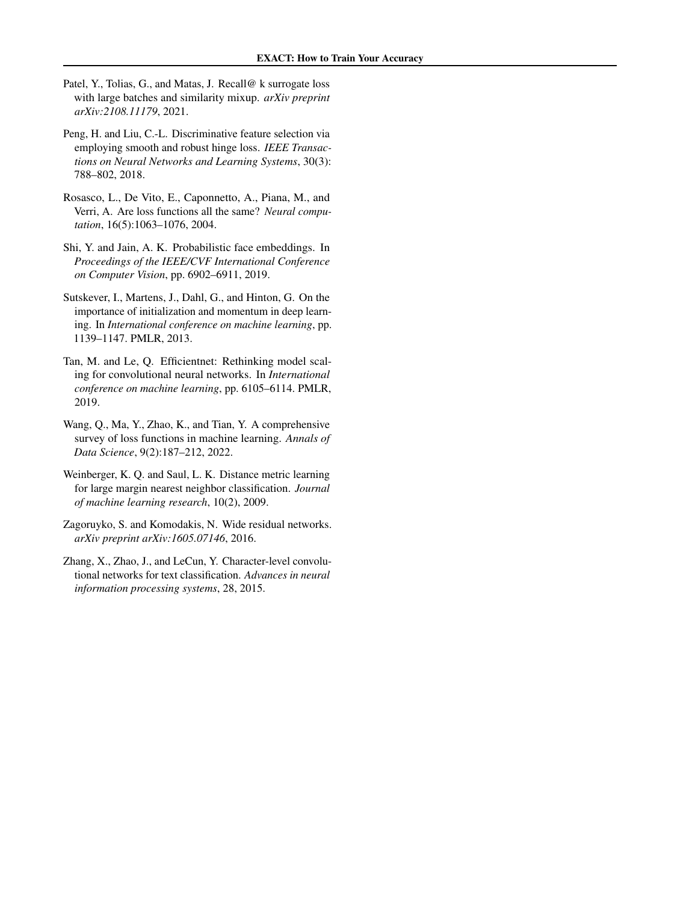Patel, Y., Tolias, G., and Matas, J. Recall@ k surrogate loss with large batches and similarity mixup. *arXiv preprint arXiv:2108.11179*, 2021.

Peng, H. and Liu, C.-L. Discriminative feature selection via employing smooth and robust hinge loss. *IEEE Transactions on Neural Networks and Learning Systems*, 30(3): 788–802, 2018.

Rosasco, L., De Vito, E., Caponnetto, A., Piana, M., and Verri, A. Are loss functions all the same? *Neural computation*, 16(5):1063–1076, 2004.

Shi, Y. and Jain, A. K. Probabilistic face embeddings. In *Proceedings of the IEEE/CVF International Conference on Computer Vision*, pp. 6902–6911, 2019.

Sutskever, I., Martens, J., Dahl, G., and Hinton, G. On the importance of initialization and momentum in deep learning. In *International conference on machine learning*, pp. 1139–1147. PMLR, 2013.

Tan, M. and Le, Q. Efficientnet: Rethinking model scaling for convolutional neural networks. In *International conference on machine learning*, pp. 6105–6114. PMLR, 2019.

Wang, Q., Ma, Y., Zhao, K., and Tian, Y. A comprehensive survey of loss functions in machine learning. *Annals of Data Science*, 9(2):187–212, 2022.

Weinberger, K. Q. and Saul, L. K. Distance metric learning for large margin nearest neighbor classification. *Journal of machine learning research*, 10(2), 2009.

Zagoruyko, S. and Komodakis, N. Wide residual networks. *arXiv preprint arXiv:1605.07146*, 2016.

Zhang, X., Zhao, J., and LeCun, Y. Character-level convolutional networks for text classification. *Advances in neural information processing systems*, 28, 2015.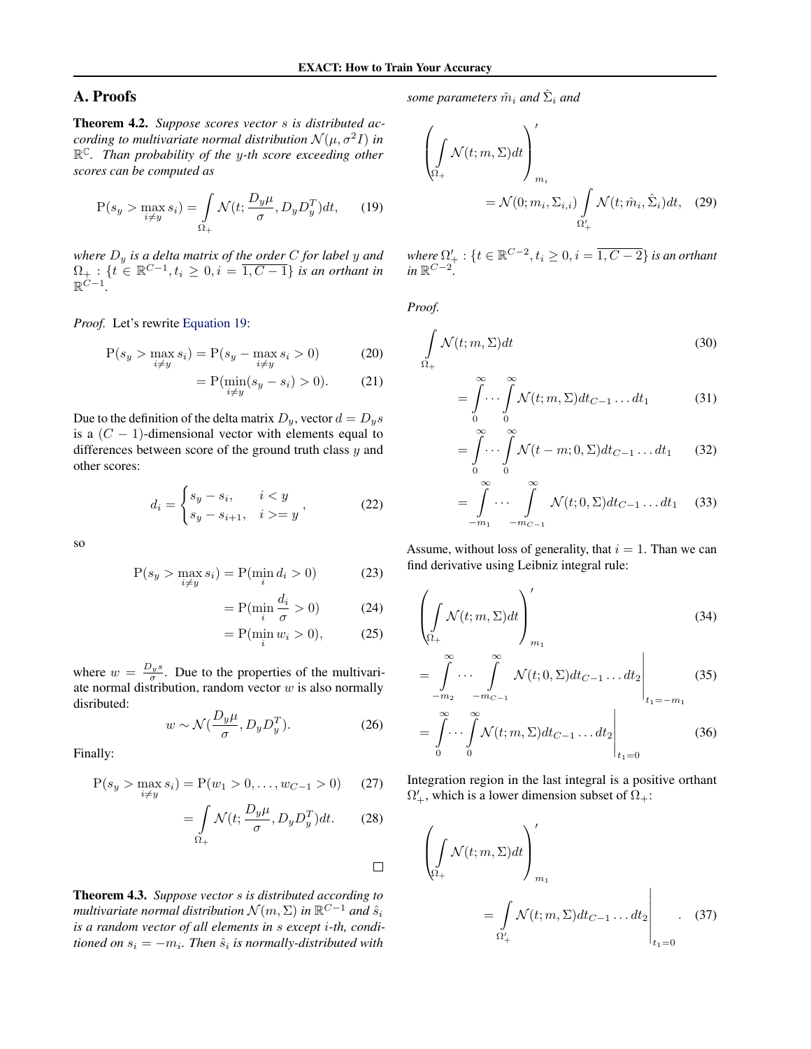## A. Proofs

**Theorem 4.2.** *Suppose scores vector $s$ is distributed according to multivariate normal distribution $\mathcal{N}(\mu, \sigma^2 I)$ in $\mathbb{R}^{\mathbb{C}}$. Than probability of the $y$-th score exceeding other scores can be computed as*

$$\mathrm{P}(s_y > \max_{i \neq y} s_i) = \int\limits_{\Omega_+} \mathcal{N}(t; \frac{D_y \mu}{\sigma}, D_y D_y^T) dt, \tag{19}$$

*where $D_y$ is a delta matrix of the order $C$ for label $y$ and $\Omega_+ : \{t \in \mathbb{R}^{C-1}, t_i \geq 0, i = \overline{1, C-1}\}$ is an orthant in $\mathbb{R}^{C-1}$.*

*Proof.* Let's rewrite Equation 19:

$$\mathrm{P}(s_y > \max_{i \neq y} s_i) = \mathrm{P}(s_y - \max_{i \neq y} s_i > 0) \tag{20}$$

$$= \mathrm{P}(\min_{i \neq y} (s_y - s_i) > 0). \tag{21}$$

Due to the definition of the delta matrix $D_y$, vector $d = D_y s$ is a $(C-1)$-dimensional vector with elements equal to differences between score of the ground truth class $y$ and other scores:

$$d_i = \begin{cases} s_y - s_i, & i < y \\ s_y - s_{i+1}, & i >= y \end{cases}, \tag{22}$$

so

$$\mathrm{P}(s_y > \max_{i \neq y} s_i) = \mathrm{P}(\min_i d_i > 0) \tag{23}$$

$$= \mathrm{P}(\min_i \frac{d_i}{\sigma} > 0) \tag{24}$$

$$= \mathrm{P}(\min_i w_i > 0), \tag{25}$$

where $w = \frac{D_y s}{\sigma}$. Due to the properties of the multivariate normal distribution, random vector $w$ is also normally disributed:

$$w \sim \mathcal{N}(\frac{D_y \mu}{\sigma}, D_y D_y^T). \tag{26}$$

Finally:

$$\mathrm{P}(s_y > \max_{i \neq y} s_i) = \mathrm{P}(w_1 > 0, \ldots, w_{C-1} > 0) \tag{27}$$

$$= \int\limits_{\Omega_+} \mathcal{N}(t; \frac{D_y \mu}{\sigma}, D_y D_y^T) dt. \tag{28}$$

□

**Theorem 4.3.** *Suppose vector $s$ is distributed according to multivariate normal distribution $\mathcal{N}(m, \Sigma)$ in $\mathbb{R}^{C-1}$ and $\hat{s}_i$ is a random vector of all elements in $s$ except $i$-th, conditioned on $s_i = -m_i$. Then $\hat{s}_i$ is normally-distributed with some parameters $\hat{m}_i$ and $\hat{\Sigma}_i$ and*

$$\left( \int\limits_{\Omega_+} \mathcal{N}(t; m, \Sigma) dt \right)'_{m_i} = \mathcal{N}(0; m_i, \Sigma_{i,i}) \int\limits_{\Omega'_+} \mathcal{N}(t; \hat{m}_i, \hat{\Sigma}_i) dt, \tag{29}$$

*where $\Omega'_+ : \{t \in \mathbb{R}^{C-2}, t_i \geq 0, i = \overline{1, C-2}\}$ is an orthant in $\mathbb{R}^{C-2}$.*

*Proof.*

$$\int\limits_{\Omega_+} \mathcal{N}(t; m, \Sigma) dt \tag{30}$$

$$= \int\limits_0^\infty \cdots \int\limits_0^\infty \mathcal{N}(t; m, \Sigma) dt_{C-1} \ldots dt_1 \tag{31}$$

$$= \int\limits_0^\infty \cdots \int\limits_0^\infty \mathcal{N}(t - m; 0, \Sigma) dt_{C-1} \ldots dt_1 \tag{32}$$

$$= \int\limits_{-m_1}^\infty \cdots \int\limits_{-m_{C-1}}^\infty \mathcal{N}(t; 0, \Sigma) dt_{C-1} \ldots dt_1 \tag{33}$$

Assume, without loss of generality, that $i = 1$. Than we can find derivative using Leibniz integral rule:

$$\left( \int\limits_{\Omega_+} \mathcal{N}(t; m, \Sigma) dt \right)'_{m_1} \tag{34}$$

$$= \left. \int\limits_{-m_2}^\infty \cdots \int\limits_{-m_{C-1}}^\infty \mathcal{N}(t; 0, \Sigma) dt_{C-1} \ldots dt_2 \right|_{t_1 = -m_1} \tag{35}$$

$$= \left. \int\limits_0^\infty \cdots \int\limits_0^\infty \mathcal{N}(t; m, \Sigma) dt_{C-1} \ldots dt_2 \right|_{t_1 = 0} \tag{36}$$

Integration region in the last integral is a positive orthant $\Omega'_+$, which is a lower dimension subset of $\Omega_+$:

$$\left( \int\limits_{\Omega_+} \mathcal{N}(t; m, \Sigma) dt \right)'_{m_1} = \left. \int\limits_{\Omega'_+} \mathcal{N}(t; m, \Sigma) dt_{C-1} \ldots dt_2 \right|_{t_1 = 0}. \tag{37}$$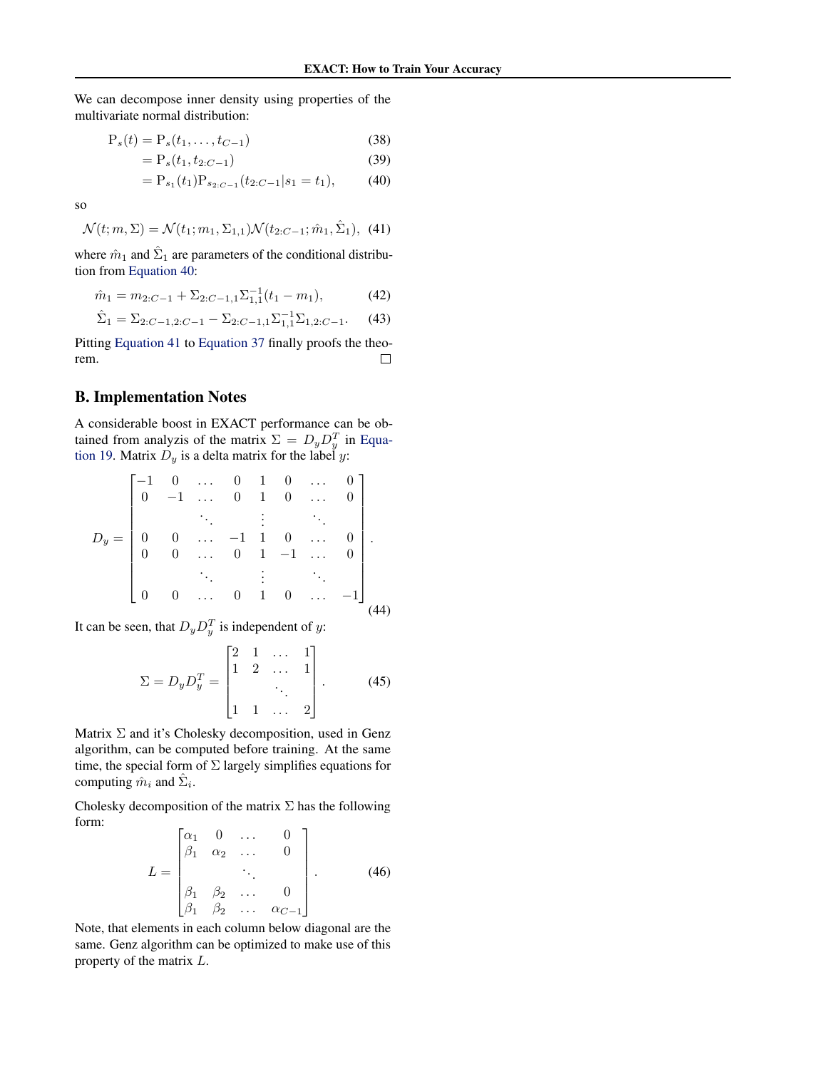We can decompose inner density using properties of the multivariate normal distribution:

$$\mathrm{P}_s(t) = \mathrm{P}_s(t_1, \dots, t_{C-1}) \tag{38}$$

$$= \mathrm{P}_s(t_1, t_{2:C-1}) \tag{39}$$

$$= \mathrm{P}_{s_1}(t_1)\mathrm{P}_{s_{2:C-1}}(t_{2:C-1}|s_1 = t_1), \tag{40}$$

so

$$\mathcal{N}(t; m, \Sigma) = \mathcal{N}(t_1; m_1, \Sigma_{1,1})\mathcal{N}(t_{2:C-1}; \hat{m}_1, \hat{\Sigma}_1), \tag{41}$$

where $\hat{m}_1$ and $\hat{\Sigma}_1$ are parameters of the conditional distribution from Equation 40:

$$\hat{m}_1 = m_{2:C-1} + \Sigma_{2:C-1,1}\Sigma_{1,1}^{-1}(t_1 - m_1), \tag{42}$$

$$\hat{\Sigma}_1 = \Sigma_{2:C-1,2:C-1} - \Sigma_{2:C-1,1}\Sigma_{1,1}^{-1}\Sigma_{1,2:C-1}. \tag{43}$$

Pitting Equation 41 to Equation 37 finally proofs the theorem. □

## B. Implementation Notes

A considerable boost in EXACT performance can be obtained from analyzis of the matrix $\Sigma = D_y D_y^T$ in Equation 19. Matrix $D_y$ is a delta matrix for the label $y$:

$$D_y = \begin{bmatrix} -1 & 0 & \dots & 0 & 1 & 0 & \dots & 0 \\ 0 & -1 & \dots & 0 & 1 & 0 & \dots & 0 \\ & & \ddots & & \vdots & & \ddots & \\ 0 & 0 & \dots & -1 & 1 & 0 & \dots & 0 \\ 0 & 0 & \dots & 0 & 1 & -1 & \dots & 0 \\ & & \ddots & & \vdots & & \ddots & \\ 0 & 0 & \dots & 0 & 1 & 0 & \dots & -1 \end{bmatrix}. \tag{44}$$

It can be seen, that $D_y D_y^T$ is independent of $y$:

$$\Sigma = D_y D_y^T = \begin{bmatrix} 2 & 1 & \dots & 1 \\ 1 & 2 & \dots & 1 \\ & & \ddots & \\ 1 & 1 & \dots & 2 \end{bmatrix}. \tag{45}$$

Matrix $\Sigma$ and it's Cholesky decomposition, used in Genz algorithm, can be computed before training. At the same time, the special form of $\Sigma$ largely simplifies equations for computing $\hat{m}_i$ and $\hat{\Sigma}_i$.

Cholesky decomposition of the matrix $\Sigma$ has the following form:

$$L = \begin{bmatrix} \alpha_1 & 0 & \dots & 0 \\ \beta_1 & \alpha_2 & \dots & 0 \\ & & \ddots & \\ \beta_1 & \beta_2 & \dots & 0 \\ \beta_1 & \beta_2 & \dots & \alpha_{C-1} \end{bmatrix}. \tag{46}$$

Note, that elements in each column below diagonal are the same. Genz algorithm can be optimized to make use of this property of the matrix $L$.